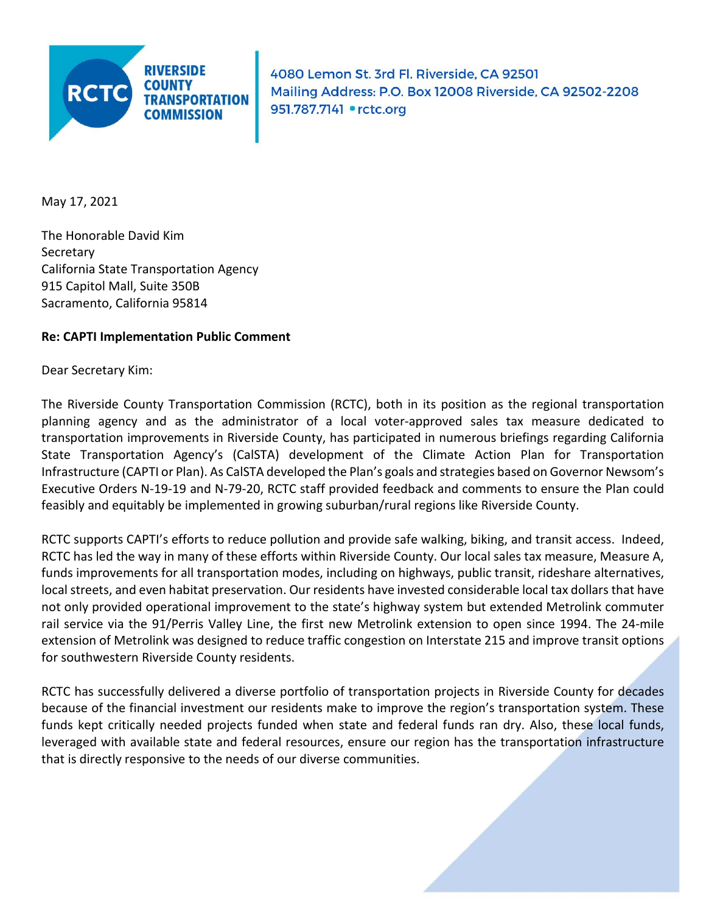**RIVERSIDE COUNTY TRANSPORTATION COMMISSION**

4080 Lemon St. 3rd Fl. Riverside, CA 92501
Mailing Address: P.O. Box 12008 Riverside, CA 92502-2208
951.787.7141 • rctc.org

May 17, 2021

The Honorable David Kim
Secretary
California State Transportation Agency
915 Capitol Mall, Suite 350B
Sacramento, California 95814

**Re: CAPTI Implementation Public Comment**

Dear Secretary Kim:

The Riverside County Transportation Commission (RCTC), both in its position as the regional transportation planning agency and as the administrator of a local voter-approved sales tax measure dedicated to transportation improvements in Riverside County, has participated in numerous briefings regarding California State Transportation Agency's (CalSTA) development of the Climate Action Plan for Transportation Infrastructure (CAPTI or Plan). As CalSTA developed the Plan's goals and strategies based on Governor Newsom's Executive Orders N-19-19 and N-79-20, RCTC staff provided feedback and comments to ensure the Plan could feasibly and equitably be implemented in growing suburban/rural regions like Riverside County.

RCTC supports CAPTI's efforts to reduce pollution and provide safe walking, biking, and transit access. Indeed, RCTC has led the way in many of these efforts within Riverside County. Our local sales tax measure, Measure A, funds improvements for all transportation modes, including on highways, public transit, rideshare alternatives, local streets, and even habitat preservation. Our residents have invested considerable local tax dollars that have not only provided operational improvement to the state's highway system but extended Metrolink commuter rail service via the 91/Perris Valley Line, the first new Metrolink extension to open since 1994. The 24-mile extension of Metrolink was designed to reduce traffic congestion on Interstate 215 and improve transit options for southwestern Riverside County residents.

RCTC has successfully delivered a diverse portfolio of transportation projects in Riverside County for decades because of the financial investment our residents make to improve the region's transportation system. These funds kept critically needed projects funded when state and federal funds ran dry. Also, these local funds, leveraged with available state and federal resources, ensure our region has the transportation infrastructure that is directly responsive to the needs of our diverse communities.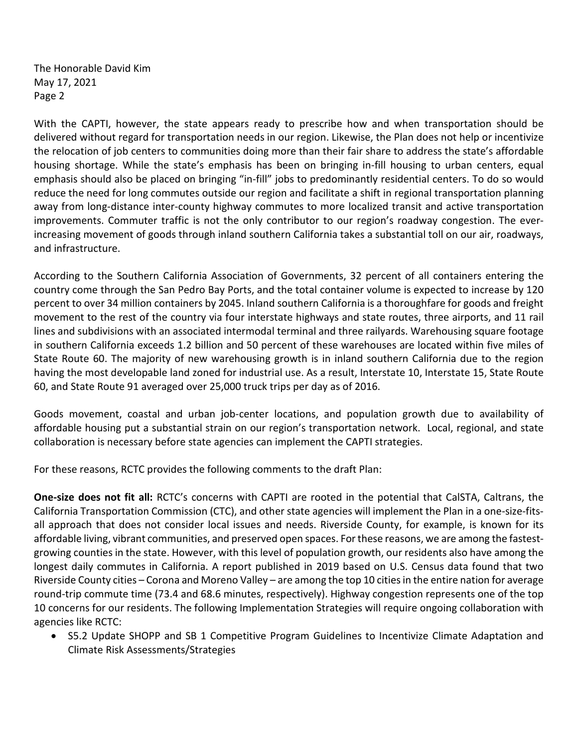With the CAPTI, however, the state appears ready to prescribe how and when transportation should be delivered without regard for transportation needs in our region. Likewise, the Plan does not help or incentivize the relocation of job centers to communities doing more than their fair share to address the state's affordable housing shortage. While the state's emphasis has been on bringing in-fill housing to urban centers, equal emphasis should also be placed on bringing "in-fill" jobs to predominantly residential centers. To do so would reduce the need for long commutes outside our region and facilitate a shift in regional transportation planning away from long-distance inter-county highway commutes to more localized transit and active transportation improvements. Commuter traffic is not the only contributor to our region's roadway congestion. The ever-increasing movement of goods through inland southern California takes a substantial toll on our air, roadways, and infrastructure.

According to the Southern California Association of Governments, 32 percent of all containers entering the country come through the San Pedro Bay Ports, and the total container volume is expected to increase by 120 percent to over 34 million containers by 2045. Inland southern California is a thoroughfare for goods and freight movement to the rest of the country via four interstate highways and state routes, three airports, and 11 rail lines and subdivisions with an associated intermodal terminal and three railyards. Warehousing square footage in southern California exceeds 1.2 billion and 50 percent of these warehouses are located within five miles of State Route 60. The majority of new warehousing growth is in inland southern California due to the region having the most developable land zoned for industrial use. As a result, Interstate 10, Interstate 15, State Route 60, and State Route 91 averaged over 25,000 truck trips per day as of 2016.

Goods movement, coastal and urban job-center locations, and population growth due to availability of affordable housing put a substantial strain on our region's transportation network. Local, regional, and state collaboration is necessary before state agencies can implement the CAPTI strategies.

For these reasons, RCTC provides the following comments to the draft Plan:

**One-size does not fit all:** RCTC's concerns with CAPTI are rooted in the potential that CalSTA, Caltrans, the California Transportation Commission (CTC), and other state agencies will implement the Plan in a one-size-fits-all approach that does not consider local issues and needs. Riverside County, for example, is known for its affordable living, vibrant communities, and preserved open spaces. For these reasons, we are among the fastest-growing counties in the state. However, with this level of population growth, our residents also have among the longest daily commutes in California. A report published in 2019 based on U.S. Census data found that two Riverside County cities – Corona and Moreno Valley – are among the top 10 cities in the entire nation for average round-trip commute time (73.4 and 68.6 minutes, respectively). Highway congestion represents one of the top 10 concerns for our residents. The following Implementation Strategies will require ongoing collaboration with agencies like RCTC:

- S5.2 Update SHOPP and SB 1 Competitive Program Guidelines to Incentivize Climate Adaptation and Climate Risk Assessments/Strategies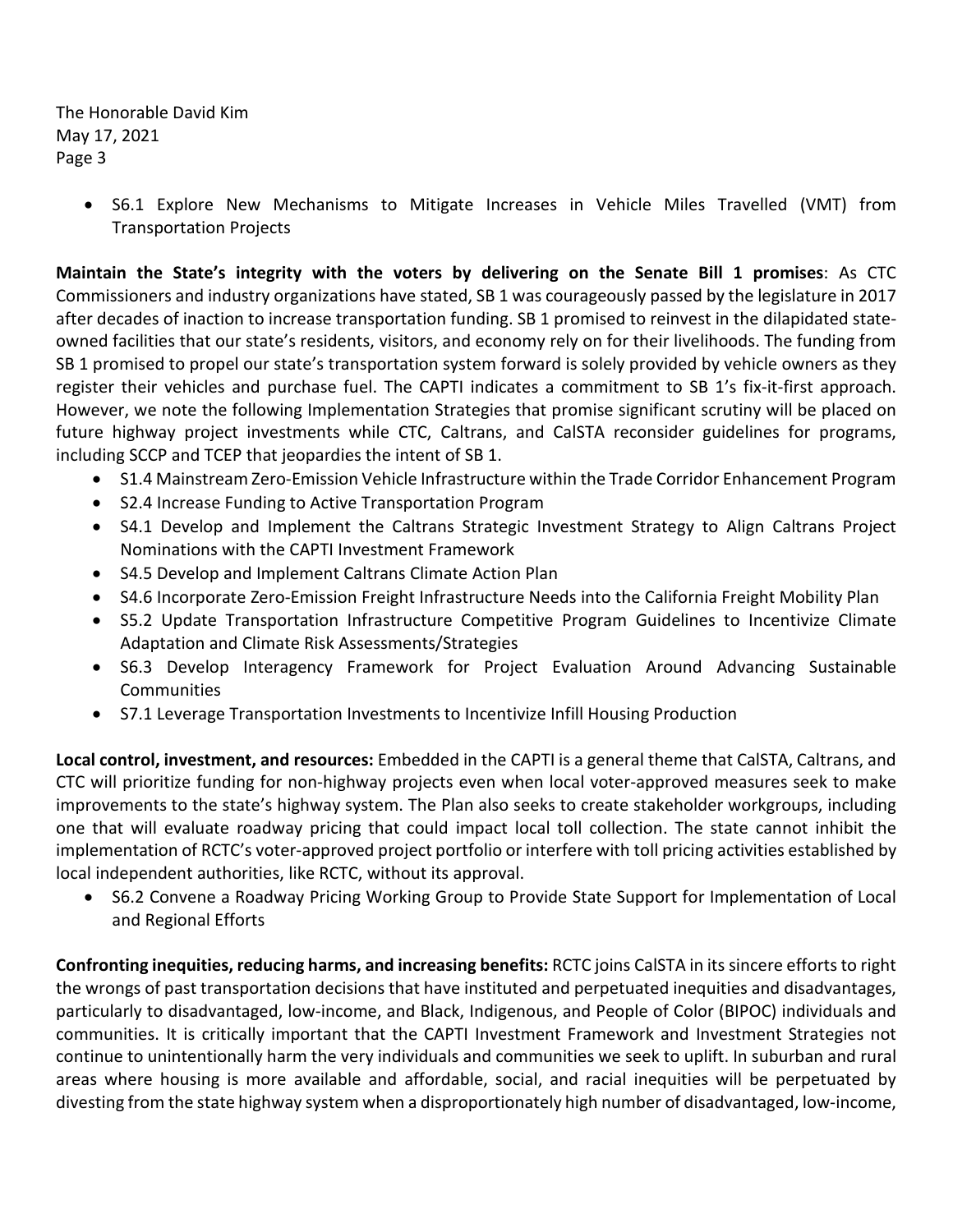- S6.1 Explore New Mechanisms to Mitigate Increases in Vehicle Miles Travelled (VMT) from Transportation Projects

**Maintain the State's integrity with the voters by delivering on the Senate Bill 1 promises**: As CTC Commissioners and industry organizations have stated, SB 1 was courageously passed by the legislature in 2017 after decades of inaction to increase transportation funding. SB 1 promised to reinvest in the dilapidated state-owned facilities that our state's residents, visitors, and economy rely on for their livelihoods. The funding from SB 1 promised to propel our state's transportation system forward is solely provided by vehicle owners as they register their vehicles and purchase fuel. The CAPTI indicates a commitment to SB 1's fix-it-first approach. However, we note the following Implementation Strategies that promise significant scrutiny will be placed on future highway project investments while CTC, Caltrans, and CalSTA reconsider guidelines for programs, including SCCP and TCEP that jeopardies the intent of SB 1.

- S1.4 Mainstream Zero-Emission Vehicle Infrastructure within the Trade Corridor Enhancement Program
- S2.4 Increase Funding to Active Transportation Program
- S4.1 Develop and Implement the Caltrans Strategic Investment Strategy to Align Caltrans Project Nominations with the CAPTI Investment Framework
- S4.5 Develop and Implement Caltrans Climate Action Plan
- S4.6 Incorporate Zero-Emission Freight Infrastructure Needs into the California Freight Mobility Plan
- S5.2 Update Transportation Infrastructure Competitive Program Guidelines to Incentivize Climate Adaptation and Climate Risk Assessments/Strategies
- S6.3 Develop Interagency Framework for Project Evaluation Around Advancing Sustainable Communities
- S7.1 Leverage Transportation Investments to Incentivize Infill Housing Production

**Local control, investment, and resources:** Embedded in the CAPTI is a general theme that CalSTA, Caltrans, and CTC will prioritize funding for non-highway projects even when local voter-approved measures seek to make improvements to the state's highway system. The Plan also seeks to create stakeholder workgroups, including one that will evaluate roadway pricing that could impact local toll collection. The state cannot inhibit the implementation of RCTC's voter-approved project portfolio or interfere with toll pricing activities established by local independent authorities, like RCTC, without its approval.

- S6.2 Convene a Roadway Pricing Working Group to Provide State Support for Implementation of Local and Regional Efforts

**Confronting inequities, reducing harms, and increasing benefits:** RCTC joins CalSTA in its sincere efforts to right the wrongs of past transportation decisions that have instituted and perpetuated inequities and disadvantages, particularly to disadvantaged, low-income, and Black, Indigenous, and People of Color (BIPOC) individuals and communities. It is critically important that the CAPTI Investment Framework and Investment Strategies not continue to unintentionally harm the very individuals and communities we seek to uplift. In suburban and rural areas where housing is more available and affordable, social, and racial inequities will be perpetuated by divesting from the state highway system when a disproportionately high number of disadvantaged, low-income,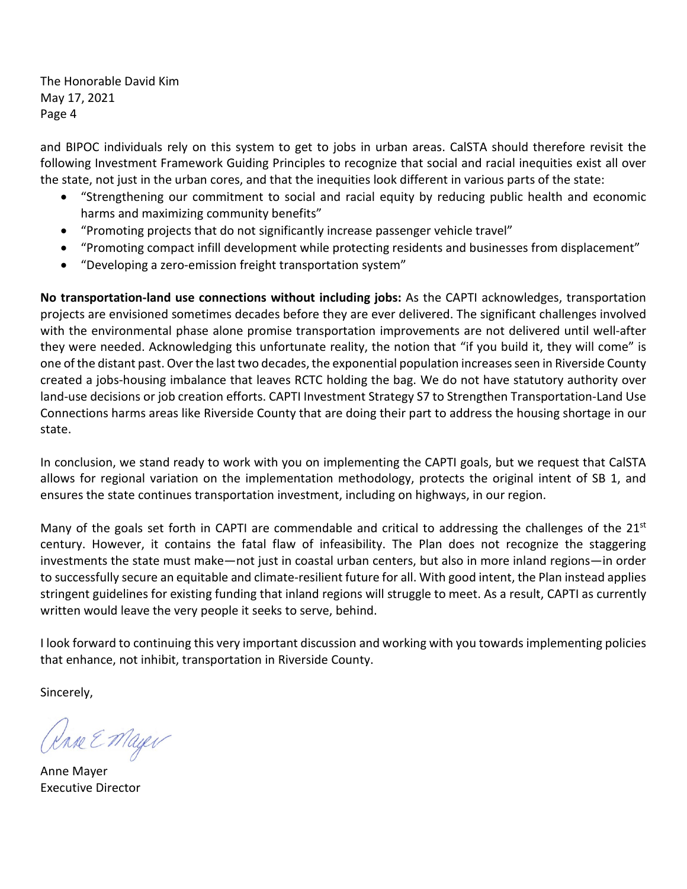and BIPOC individuals rely on this system to get to jobs in urban areas. CalSTA should therefore revisit the following Investment Framework Guiding Principles to recognize that social and racial inequities exist all over the state, not just in the urban cores, and that the inequities look different in various parts of the state:

- "Strengthening our commitment to social and racial equity by reducing public health and economic harms and maximizing community benefits"
- "Promoting projects that do not significantly increase passenger vehicle travel"
- "Promoting compact infill development while protecting residents and businesses from displacement"
- "Developing a zero-emission freight transportation system"

**No transportation-land use connections without including jobs:** As the CAPTI acknowledges, transportation projects are envisioned sometimes decades before they are ever delivered. The significant challenges involved with the environmental phase alone promise transportation improvements are not delivered until well-after they were needed. Acknowledging this unfortunate reality, the notion that "if you build it, they will come" is one of the distant past. Over the last two decades, the exponential population increases seen in Riverside County created a jobs-housing imbalance that leaves RCTC holding the bag. We do not have statutory authority over land-use decisions or job creation efforts. CAPTI Investment Strategy S7 to Strengthen Transportation-Land Use Connections harms areas like Riverside County that are doing their part to address the housing shortage in our state.

In conclusion, we stand ready to work with you on implementing the CAPTI goals, but we request that CalSTA allows for regional variation on the implementation methodology, protects the original intent of SB 1, and ensures the state continues transportation investment, including on highways, in our region.

Many of the goals set forth in CAPTI are commendable and critical to addressing the challenges of the 21st century. However, it contains the fatal flaw of infeasibility. The Plan does not recognize the staggering investments the state must make—not just in coastal urban centers, but also in more inland regions—in order to successfully secure an equitable and climate-resilient future for all. With good intent, the Plan instead applies stringent guidelines for existing funding that inland regions will struggle to meet. As a result, CAPTI as currently written would leave the very people it seeks to serve, behind.

I look forward to continuing this very important discussion and working with you towards implementing policies that enhance, not inhibit, transportation in Riverside County.

Sincerely,

Anne E Mayer

Anne Mayer
Executive Director